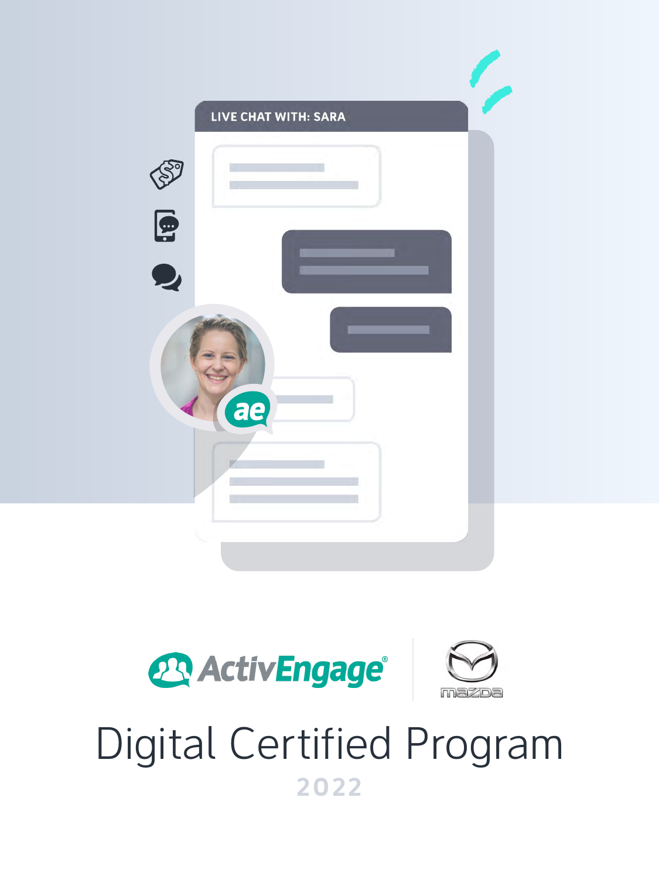# Digital Certified Program

2022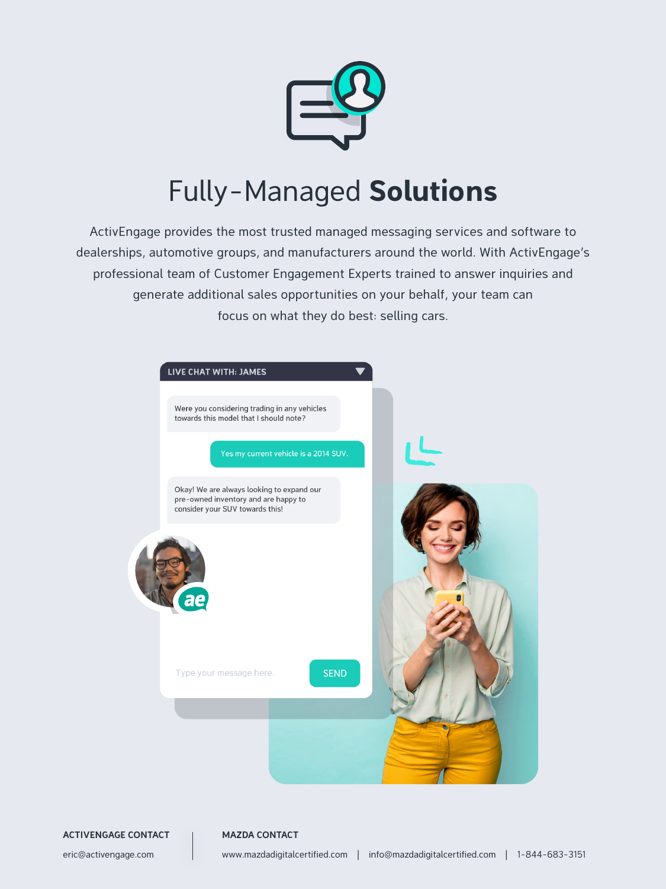# Fully-Managed **Solutions**

ActivEngage provides the most trusted managed messaging services and software to dealerships, automotive groups, and manufacturers around the world. With ActivEngage's professional team of Customer Engagement Experts trained to answer inquiries and generate additional sales opportunities on your behalf, your team can focus on what they do best: selling cars.

LIVE CHAT WITH: JAMES

Were you considering trading in any vehicles towards this model that I should note?

Yes my current vehicle is a 2014 SUV.

Okay! We are always looking to expand our pre-owned inventory and are happy to consider your SUV towards this!

Type your message here. SEND

**ACTIVENGAGE CONTACT**

eric@activengage.com

**MAZDA CONTACT**

www.mazdadigitalcertified.com | info@mazdadigitalcertified.com | 1-844-683-3151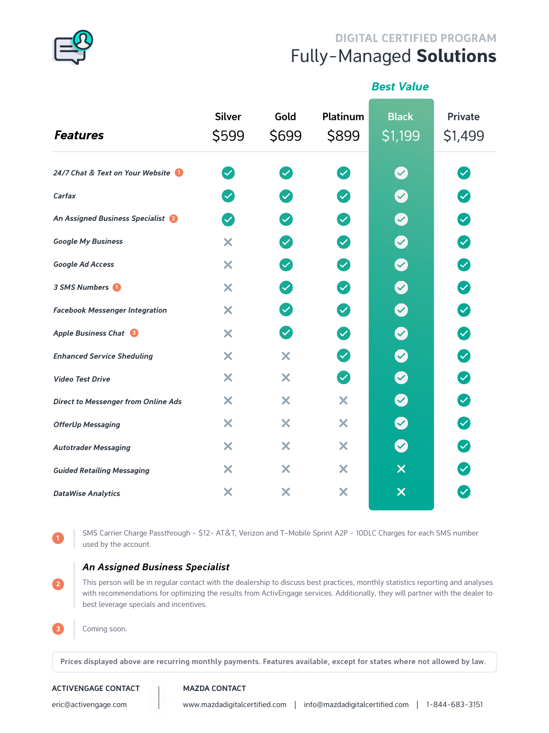DIGITAL CERTIFIED PROGRAM

# Fully-Managed **Solutions**

| ***Features*** | Silver $599 | Gold $699 | Platinum $899 | ***Best Value*** Black $1,199 | Private $1,499 |
|---|---|---|---|---|---|
| *24/7 Chat & Text on Your Website* [1] | ✓ | ✓ | ✓ | ✓ | ✓ |
| *Carfax* | ✓ | ✓ | ✓ | ✓ | ✓ |
| *An Assigned Business Specialist* [2] | ✓ | ✓ | ✓ | ✓ | ✓ |
| *Google My Business* | ✗ | ✓ | ✓ | ✓ | ✓ |
| *Google Ad Access* | ✗ | ✓ | ✓ | ✓ | ✓ |
| *3 SMS Numbers* [1] | ✗ | ✓ | ✓ | ✓ | ✓ |
| *Facebook Messenger Integration* | ✗ | ✓ | ✓ | ✓ | ✓ |
| *Apple Business Chat* [3] | ✗ | ✓ | ✓ | ✓ | ✓ |
| *Enhanced Service Sheduling* | ✗ | ✗ | ✓ | ✓ | ✓ |
| *Video Test Drive* | ✗ | ✗ | ✓ | ✓ | ✓ |
| *Direct to Messenger from Online Ads* | ✗ | ✗ | ✗ | ✓ | ✓ |
| *OfferUp Messaging* | ✗ | ✗ | ✗ | ✓ | ✓ |
| *Autotrader Messaging* | ✗ | ✗ | ✗ | ✓ | ✓ |
| *Guided Retailing Messaging* | ✗ | ✗ | ✗ | ✗ | ✓ |
| *DataWise Analytics* | ✗ | ✗ | ✗ | ✗ | ✓ |

1. SMS Carrier Charge Passthrough - $12- AT&T, Verizon and T-Mobile Sprint A2P - 10DLC Charges for each SMS number used by the account.

2. ***An Assigned Business Specialist***

   This person will be in regular contact with the dealership to discuss best practices, monthly statistics reporting and analyses with recommendations for optimizing the results from ActivEngage services. Additionally, they will partner with the dealer to best leverage specials and incentives.

3. Coming soon.

**Prices displayed above are recurring monthly payments. Features available, except for states where not allowed by law.**

**ACTIVENGAGE CONTACT**
eric@activengage.com

**MAZDA CONTACT**
www.mazdadigitalcertified.com | info@mazdadigitalcertified.com | 1-844-683-3151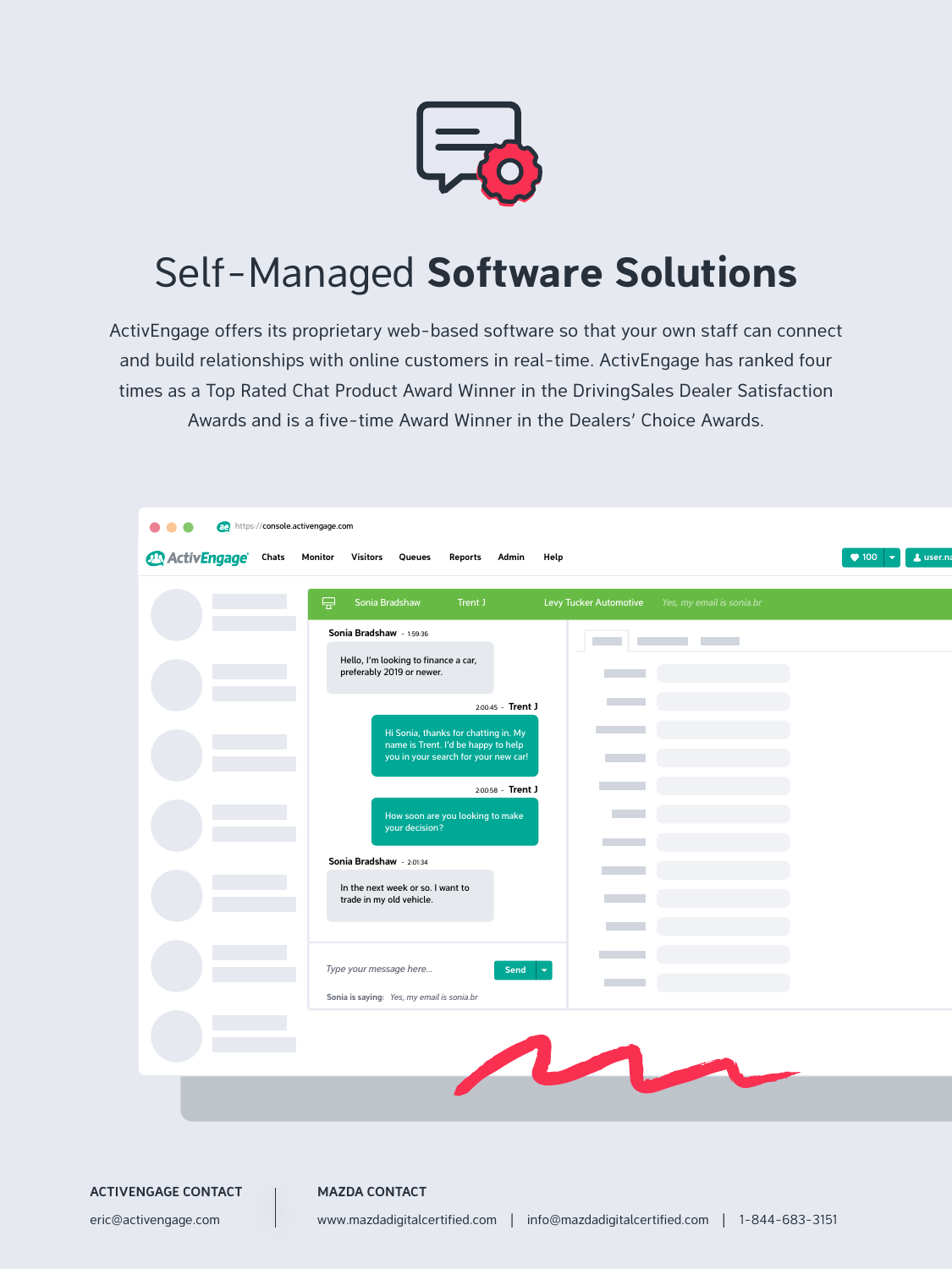# Self-Managed **Software Solutions**

ActivEngage offers its proprietary web-based software so that your own staff can connect and build relationships with online customers in real-time. ActivEngage has ranked four times as a Top Rated Chat Product Award Winner in the DrivingSales Dealer Satisfaction Awards and is a five-time Award Winner in the Dealers' Choice Awards.

**ACTIVENGAGE CONTACT**

eric@activengage.com

**MAZDA CONTACT**

www.mazdadigitalcertified.com | info@mazdadigitalcertified.com | 1-844-683-3151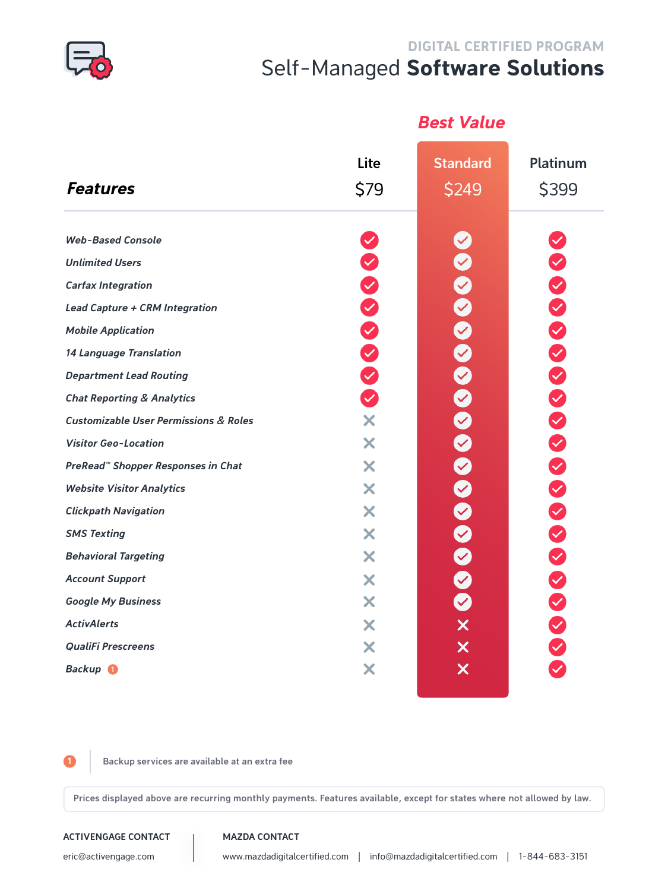DIGITAL CERTIFIED PROGRAM

# Self-Managed **Software Solutions**

| ***Features*** | Lite $79 | Standard $249 (Best Value) | Platinum $399 |
|---|---|---|---|
| *Web-Based Console* | ✓ | ✓ | ✓ |
| *Unlimited Users* | ✓ | ✓ | ✓ |
| *Carfax Integration* | ✓ | ✓ | ✓ |
| *Lead Capture + CRM Integration* | ✓ | ✓ | ✓ |
| *Mobile Application* | ✓ | ✓ | ✓ |
| *14 Language Translation* | ✓ | ✓ | ✓ |
| *Department Lead Routing* | ✓ | ✓ | ✓ |
| *Chat Reporting & Analytics* | ✓ | ✓ | ✓ |
| *Customizable User Permissions & Roles* | ✗ | ✓ | ✓ |
| *Visitor Geo-Location* | ✗ | ✓ | ✓ |
| *PreRead™ Shopper Responses in Chat* | ✗ | ✓ | ✓ |
| *Website Visitor Analytics* | ✗ | ✓ | ✓ |
| *Clickpath Navigation* | ✗ | ✓ | ✓ |
| *SMS Texting* | ✗ | ✓ | ✓ |
| *Behavioral Targeting* | ✗ | ✓ | ✓ |
| *Account Support* | ✗ | ✓ | ✓ |
| *Google My Business* | ✗ | ✓ | ✓ |
| *ActivAlerts* | ✗ | ✗ | ✓ |
| *QualiFi Prescreens* | ✗ | ✗ | ✓ |
| *Backup* [1] | ✗ | ✗ | ✓ |

[1] Backup services are available at an extra fee

Prices displayed above are recurring monthly payments. Features available, except for states where not allowed by law.

**ACTIVENGAGE CONTACT**
eric@activengage.com

**MAZDA CONTACT**
www.mazdadigitalcertified.com | info@mazdadigitalcertified.com | 1-844-683-3151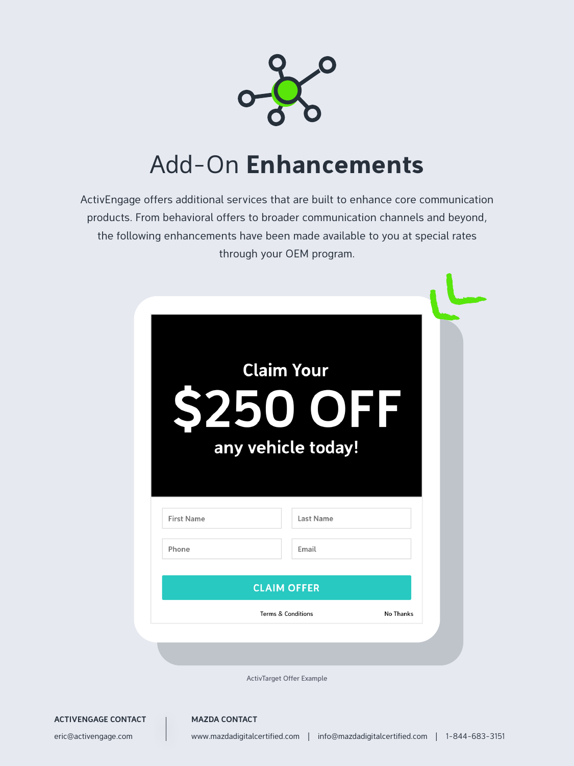# Add-On **Enhancements**

ActivEngage offers additional services that are built to enhance core communication products. From behavioral offers to broader communication channels and beyond, the following enhancements have been made available to you at special rates through your OEM program.

Claim Your

**$250 OFF**

any vehicle today!

First Name | Last Name

Phone | Email

CLAIM OFFER

Terms & Conditions    No Thanks

ActivTarget Offer Example

**ACTIVENGAGE CONTACT**
eric@activengage.com

**MAZDA CONTACT**
www.mazdadigitalcertified.com | info@mazdadigitalcertified.com | 1-844-683-3151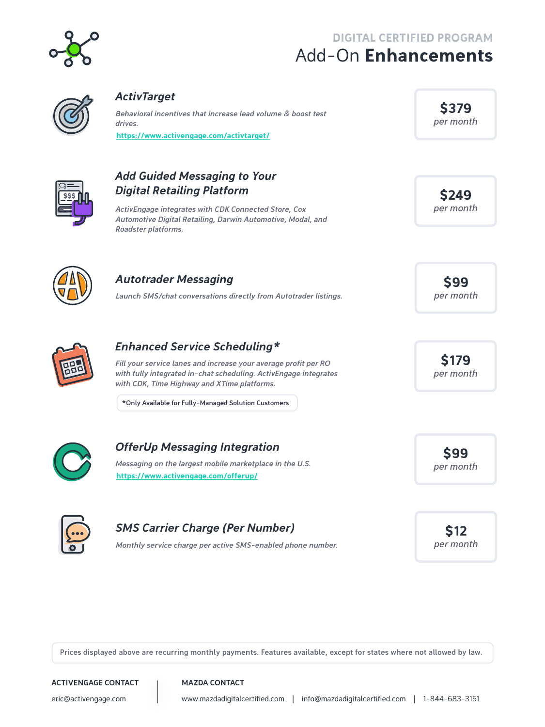DIGITAL CERTIFIED PROGRAM

# Add-On **Enhancements**

### *ActivTarget*

*Behavioral incentives that increase lead volume & boost test drives.*

https://www.activengage.com/activtarget/

**$379** per month

### *Add Guided Messaging to Your Digital Retailing Platform*

*ActivEngage integrates with CDK Connected Store, Cox Automotive Digital Retailing, Darwin Automotive, Modal, and Roadster platforms.*

**$249** per month

### *Autotrader Messaging*

*Launch SMS/chat conversations directly from Autotrader listings.*

**$99** per month

### *Enhanced Service Scheduling**

*Fill your service lanes and increase your average profit per RO with fully integrated in-chat scheduling. ActivEngage integrates with CDK, Time Highway and XTime platforms.*

*Only Available for Fully-Managed Solution Customers

**$179** per month

### *OfferUp Messaging Integration*

*Messaging on the largest mobile marketplace in the U.S.*

https://www.activengage.com/offerup/

**$99** per month

### *SMS Carrier Charge (Per Number)*

*Monthly service charge per active SMS-enabled phone number.*

**$12** per month

Prices displayed above are recurring monthly payments. Features available, except for states where not allowed by law.

**ACTIVENGAGE CONTACT**

eric@activengage.com

**MAZDA CONTACT**

www.mazdadigitalcertified.com | info@mazdadigitalcertified.com | 1-844-683-3151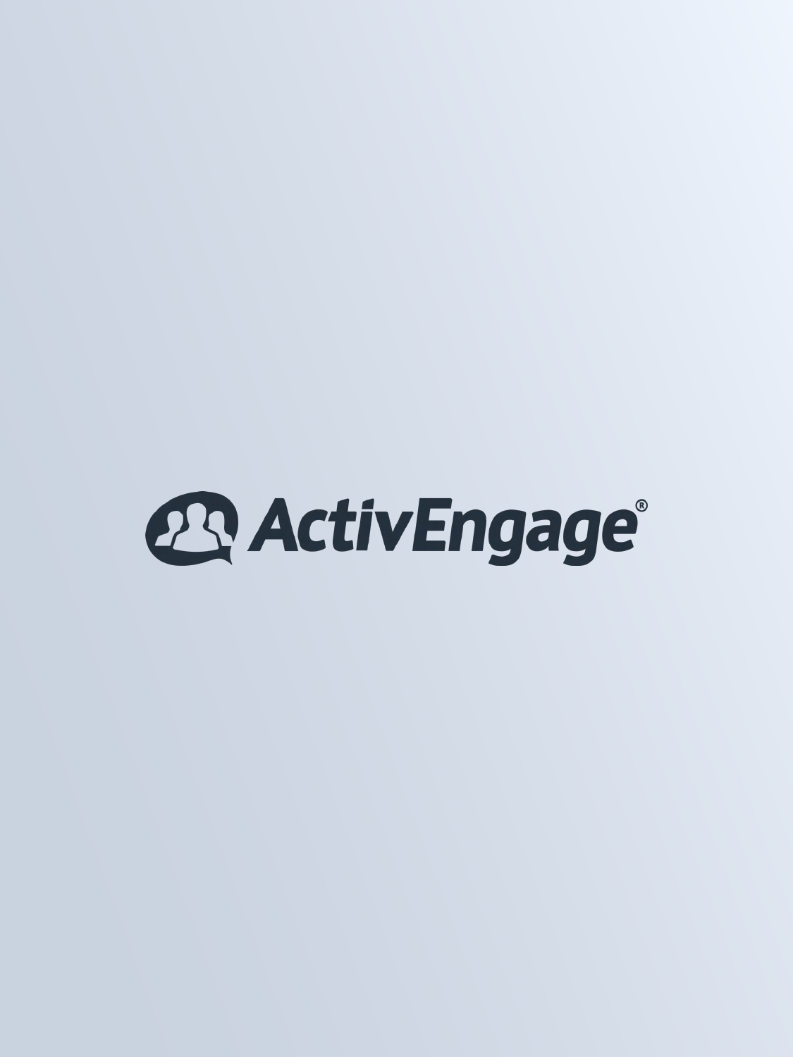ActivEngage®